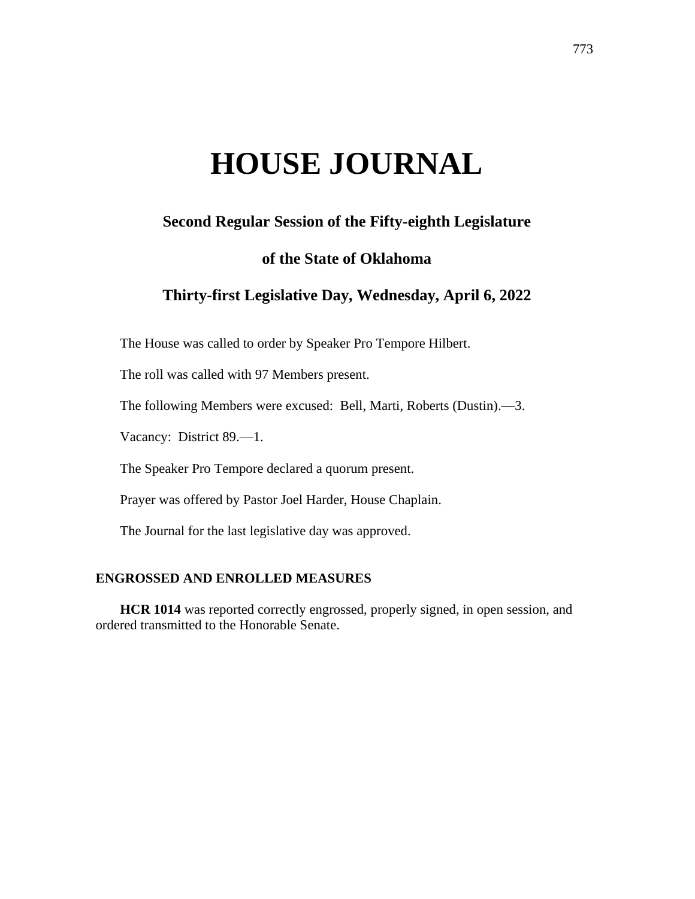# HOUSE JOURNAL

## Second Regular Session of the Fifty-eighth Legislature

## of the State of Oklahoma

## Thirty-first Legislative Day, Wednesday, April 6, 2022

The House was called to order by Speaker Pro Tempore Hilbert.

The roll was called with 97 Members present.

The following Members were excused: Bell, Marti, Roberts (Dustin).—3.

Vacancy: District 89.—1.

The Speaker Pro Tempore declared a quorum present.

Prayer was offered by Pastor Joel Harder, House Chaplain.

The Journal for the last legislative day was approved.

### ENGROSSED AND ENROLLED MEASURES

**HCR 1014** was reported correctly engrossed, properly signed, in open session, and ordered transmitted to the Honorable Senate.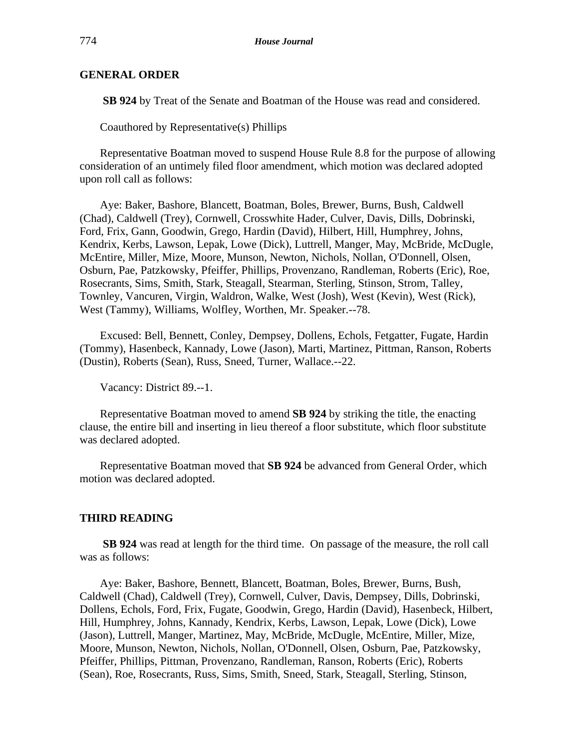## GENERAL ORDER

**SB 924** by Treat of the Senate and Boatman of the House was read and considered.

Coauthored by Representative(s) Phillips

Representative Boatman moved to suspend House Rule 8.8 for the purpose of allowing consideration of an untimely filed floor amendment, which motion was declared adopted upon roll call as follows:

Aye: Baker, Bashore, Blancett, Boatman, Boles, Brewer, Burns, Bush, Caldwell (Chad), Caldwell (Trey), Cornwell, Crosswhite Hader, Culver, Davis, Dills, Dobrinski, Ford, Frix, Gann, Goodwin, Grego, Hardin (David), Hilbert, Hill, Humphrey, Johns, Kendrix, Kerbs, Lawson, Lepak, Lowe (Dick), Luttrell, Manger, May, McBride, McDugle, McEntire, Miller, Mize, Moore, Munson, Newton, Nichols, Nollan, O'Donnell, Olsen, Osburn, Pae, Patzkowsky, Pfeiffer, Phillips, Provenzano, Randleman, Roberts (Eric), Roe, Rosecrants, Sims, Smith, Stark, Steagall, Stearman, Sterling, Stinson, Strom, Talley, Townley, Vancuren, Virgin, Waldron, Walke, West (Josh), West (Kevin), West (Rick), West (Tammy), Williams, Wolfley, Worthen, Mr. Speaker.--78.

Excused: Bell, Bennett, Conley, Dempsey, Dollens, Echols, Fetgatter, Fugate, Hardin (Tommy), Hasenbeck, Kannady, Lowe (Jason), Marti, Martinez, Pittman, Ranson, Roberts (Dustin), Roberts (Sean), Russ, Sneed, Turner, Wallace.--22.

Vacancy: District 89.--1.

Representative Boatman moved to amend **SB 924** by striking the title, the enacting clause, the entire bill and inserting in lieu thereof a floor substitute, which floor substitute was declared adopted.

Representative Boatman moved that **SB 924** be advanced from General Order, which motion was declared adopted.

## THIRD READING

**SB 924** was read at length for the third time. On passage of the measure, the roll call was as follows:

Aye: Baker, Bashore, Bennett, Blancett, Boatman, Boles, Brewer, Burns, Bush, Caldwell (Chad), Caldwell (Trey), Cornwell, Culver, Davis, Dempsey, Dills, Dobrinski, Dollens, Echols, Ford, Frix, Fugate, Goodwin, Grego, Hardin (David), Hasenbeck, Hilbert, Hill, Humphrey, Johns, Kannady, Kendrix, Kerbs, Lawson, Lepak, Lowe (Dick), Lowe (Jason), Luttrell, Manger, Martinez, May, McBride, McDugle, McEntire, Miller, Mize, Moore, Munson, Newton, Nichols, Nollan, O'Donnell, Olsen, Osburn, Pae, Patzkowsky, Pfeiffer, Phillips, Pittman, Provenzano, Randleman, Ranson, Roberts (Eric), Roberts (Sean), Roe, Rosecrants, Russ, Sims, Smith, Sneed, Stark, Steagall, Sterling, Stinson,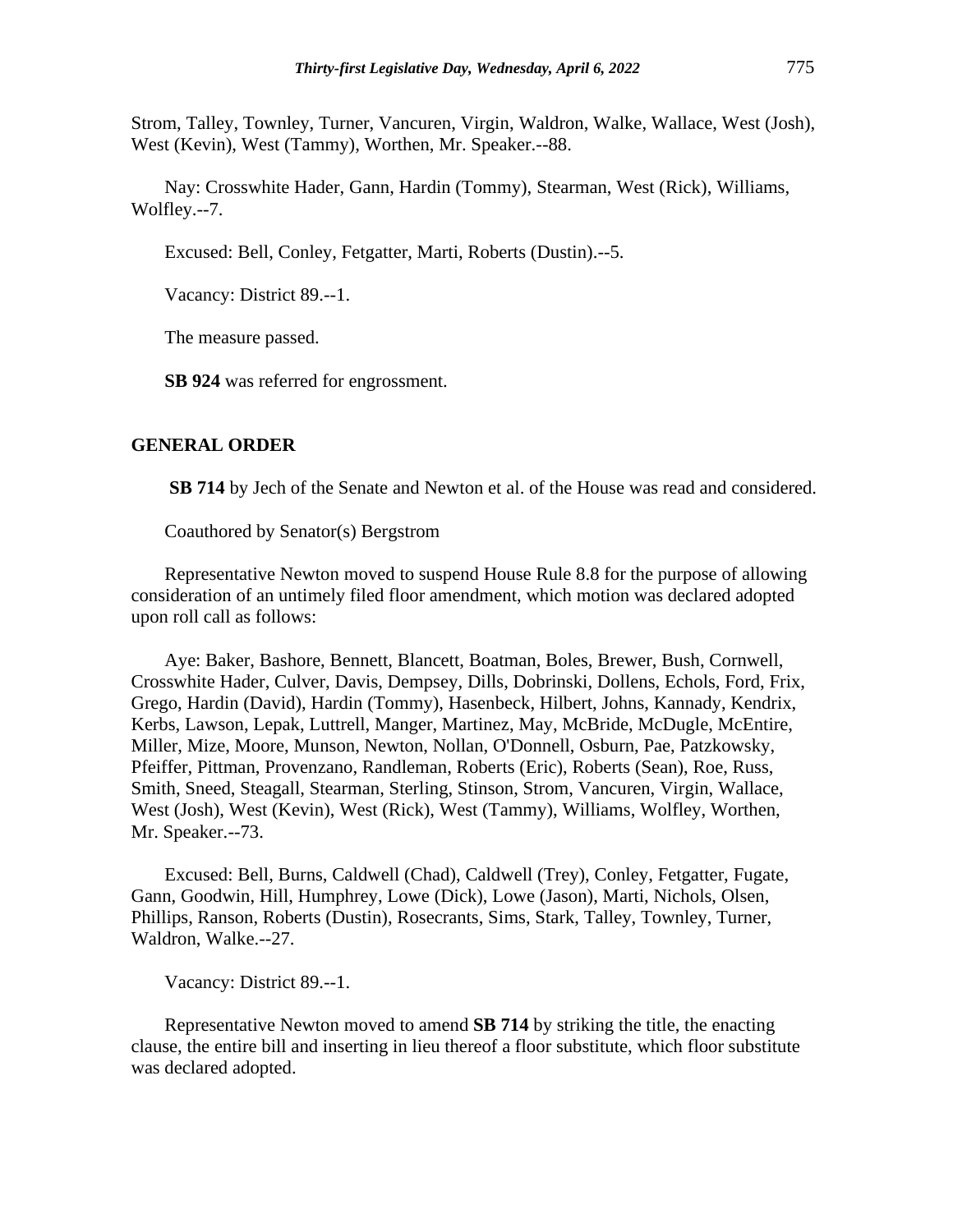Strom, Talley, Townley, Turner, Vancuren, Virgin, Waldron, Walke, Wallace, West (Josh), West (Kevin), West (Tammy), Worthen, Mr. Speaker.--88.

Nay: Crosswhite Hader, Gann, Hardin (Tommy), Stearman, West (Rick), Williams, Wolfley.--7.

Excused: Bell, Conley, Fetgatter, Marti, Roberts (Dustin).--5.

Vacancy: District 89.--1.

The measure passed.

**SB 924** was referred for engrossment.

## GENERAL ORDER

**SB 714** by Jech of the Senate and Newton et al. of the House was read and considered.

Coauthored by Senator(s) Bergstrom

Representative Newton moved to suspend House Rule 8.8 for the purpose of allowing consideration of an untimely filed floor amendment, which motion was declared adopted upon roll call as follows:

Aye: Baker, Bashore, Bennett, Blancett, Boatman, Boles, Brewer, Bush, Cornwell, Crosswhite Hader, Culver, Davis, Dempsey, Dills, Dobrinski, Dollens, Echols, Ford, Frix, Grego, Hardin (David), Hardin (Tommy), Hasenbeck, Hilbert, Johns, Kannady, Kendrix, Kerbs, Lawson, Lepak, Luttrell, Manger, Martinez, May, McBride, McDugle, McEntire, Miller, Mize, Moore, Munson, Newton, Nollan, O'Donnell, Osburn, Pae, Patzkowsky, Pfeiffer, Pittman, Provenzano, Randleman, Roberts (Eric), Roberts (Sean), Roe, Russ, Smith, Sneed, Steagall, Stearman, Sterling, Stinson, Strom, Vancuren, Virgin, Wallace, West (Josh), West (Kevin), West (Rick), West (Tammy), Williams, Wolfley, Worthen, Mr. Speaker.--73.

Excused: Bell, Burns, Caldwell (Chad), Caldwell (Trey), Conley, Fetgatter, Fugate, Gann, Goodwin, Hill, Humphrey, Lowe (Dick), Lowe (Jason), Marti, Nichols, Olsen, Phillips, Ranson, Roberts (Dustin), Rosecrants, Sims, Stark, Talley, Townley, Turner, Waldron, Walke.--27.

Vacancy: District 89.--1.

Representative Newton moved to amend **SB 714** by striking the title, the enacting clause, the entire bill and inserting in lieu thereof a floor substitute, which floor substitute was declared adopted.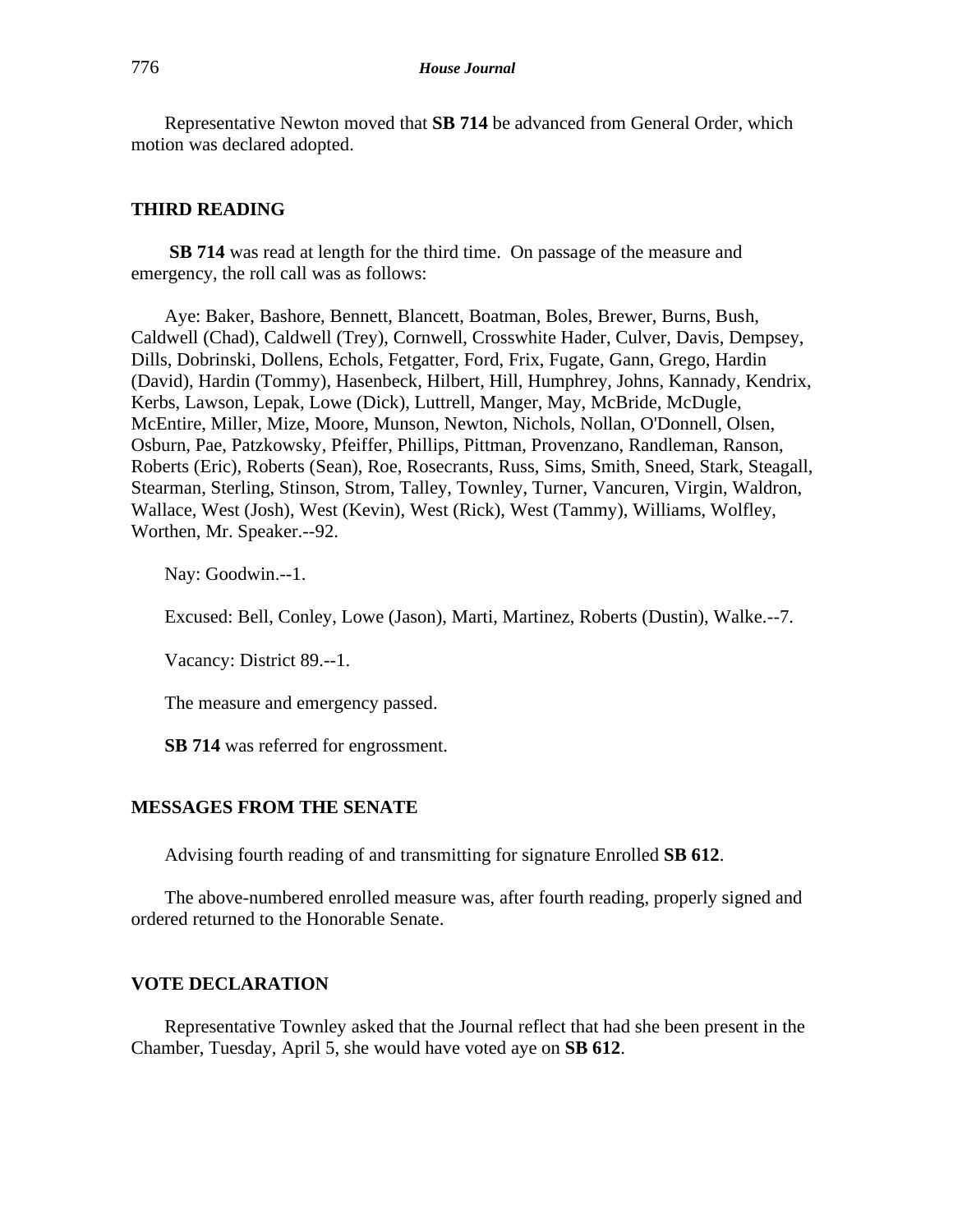Representative Newton moved that **SB 714** be advanced from General Order, which motion was declared adopted.

## THIRD READING

**SB 714** was read at length for the third time. On passage of the measure and emergency, the roll call was as follows:

Aye: Baker, Bashore, Bennett, Blancett, Boatman, Boles, Brewer, Burns, Bush, Caldwell (Chad), Caldwell (Trey), Cornwell, Crosswhite Hader, Culver, Davis, Dempsey, Dills, Dobrinski, Dollens, Echols, Fetgatter, Ford, Frix, Fugate, Gann, Grego, Hardin (David), Hardin (Tommy), Hasenbeck, Hilbert, Hill, Humphrey, Johns, Kannady, Kendrix, Kerbs, Lawson, Lepak, Lowe (Dick), Luttrell, Manger, May, McBride, McDugle, McEntire, Miller, Mize, Moore, Munson, Newton, Nichols, Nollan, O'Donnell, Olsen, Osburn, Pae, Patzkowsky, Pfeiffer, Phillips, Pittman, Provenzano, Randleman, Ranson, Roberts (Eric), Roberts (Sean), Roe, Rosecrants, Russ, Sims, Smith, Sneed, Stark, Steagall, Stearman, Sterling, Stinson, Strom, Talley, Townley, Turner, Vancuren, Virgin, Waldron, Wallace, West (Josh), West (Kevin), West (Rick), West (Tammy), Williams, Wolfley, Worthen, Mr. Speaker.--92.

Nay: Goodwin.--1.

Excused: Bell, Conley, Lowe (Jason), Marti, Martinez, Roberts (Dustin), Walke.--7.

Vacancy: District 89.--1.

The measure and emergency passed.

**SB 714** was referred for engrossment.

## MESSAGES FROM THE SENATE

Advising fourth reading of and transmitting for signature Enrolled **SB 612**.

The above-numbered enrolled measure was, after fourth reading, properly signed and ordered returned to the Honorable Senate.

## VOTE DECLARATION

Representative Townley asked that the Journal reflect that had she been present in the Chamber, Tuesday, April 5, she would have voted aye on **SB 612**.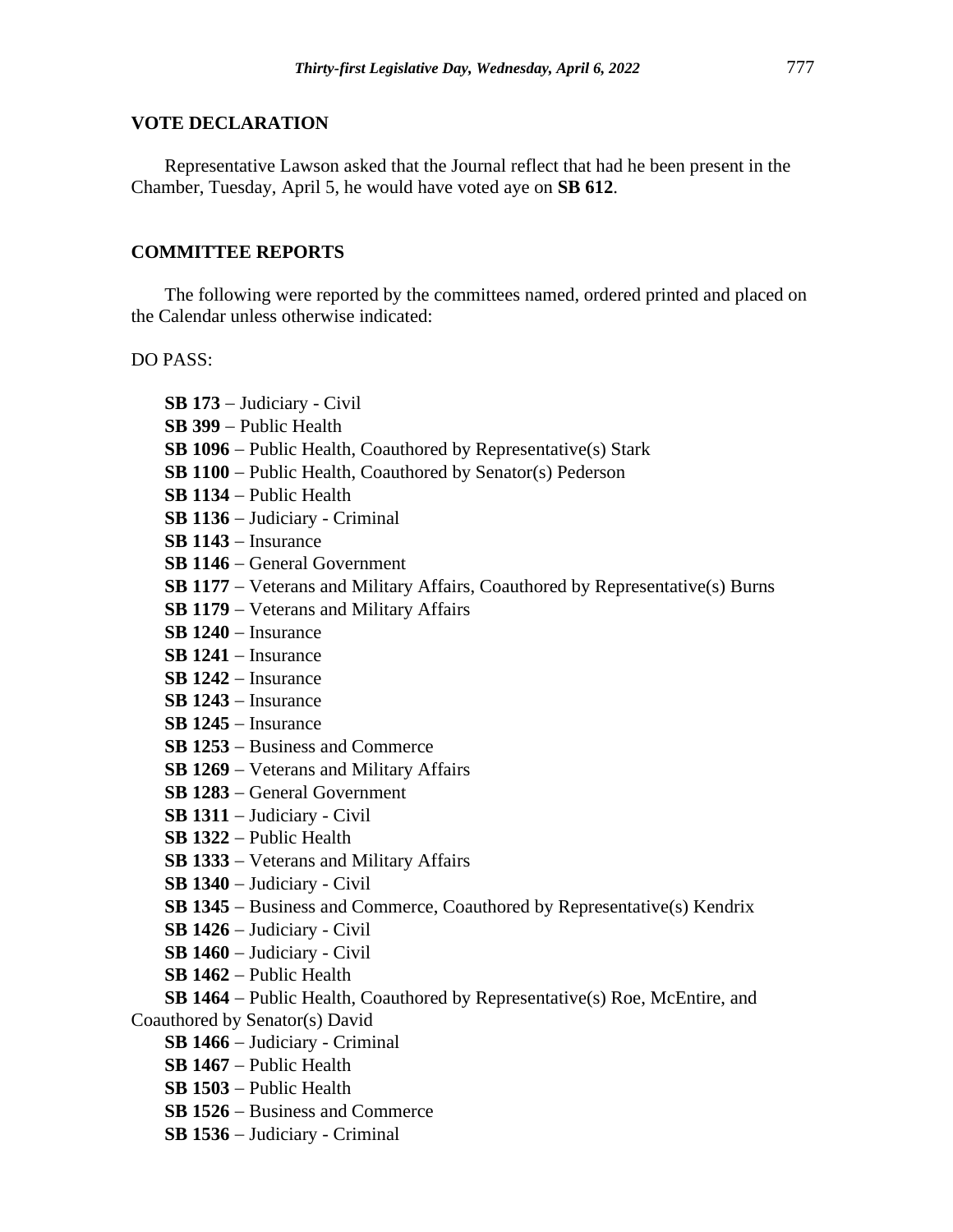## VOTE DECLARATION

Representative Lawson asked that the Journal reflect that had he been present in the Chamber, Tuesday, April 5, he would have voted aye on **SB 612**.

## COMMITTEE REPORTS

The following were reported by the committees named, ordered printed and placed on the Calendar unless otherwise indicated:

DO PASS:

**SB 173** – Judiciary - Civil
**SB 399** – Public Health
**SB 1096** – Public Health, Coauthored by Representative(s) Stark
**SB 1100** – Public Health, Coauthored by Senator(s) Pederson
**SB 1134** – Public Health
**SB 1136** – Judiciary - Criminal
**SB 1143** – Insurance
**SB 1146** – General Government
**SB 1177** – Veterans and Military Affairs, Coauthored by Representative(s) Burns
**SB 1179** – Veterans and Military Affairs
**SB 1240** – Insurance
**SB 1241** – Insurance
**SB 1242** – Insurance
**SB 1243** – Insurance
**SB 1245** – Insurance
**SB 1253** – Business and Commerce
**SB 1269** – Veterans and Military Affairs
**SB 1283** – General Government
**SB 1311** – Judiciary - Civil
**SB 1322** – Public Health
**SB 1333** – Veterans and Military Affairs
**SB 1340** – Judiciary - Civil
**SB 1345** – Business and Commerce, Coauthored by Representative(s) Kendrix
**SB 1426** – Judiciary - Civil
**SB 1460** – Judiciary - Civil
**SB 1462** – Public Health
**SB 1464** – Public Health, Coauthored by Representative(s) Roe, McEntire, and Coauthored by Senator(s) David
**SB 1466** – Judiciary - Criminal
**SB 1467** – Public Health
**SB 1503** – Public Health
**SB 1526** – Business and Commerce
**SB 1536** – Judiciary - Criminal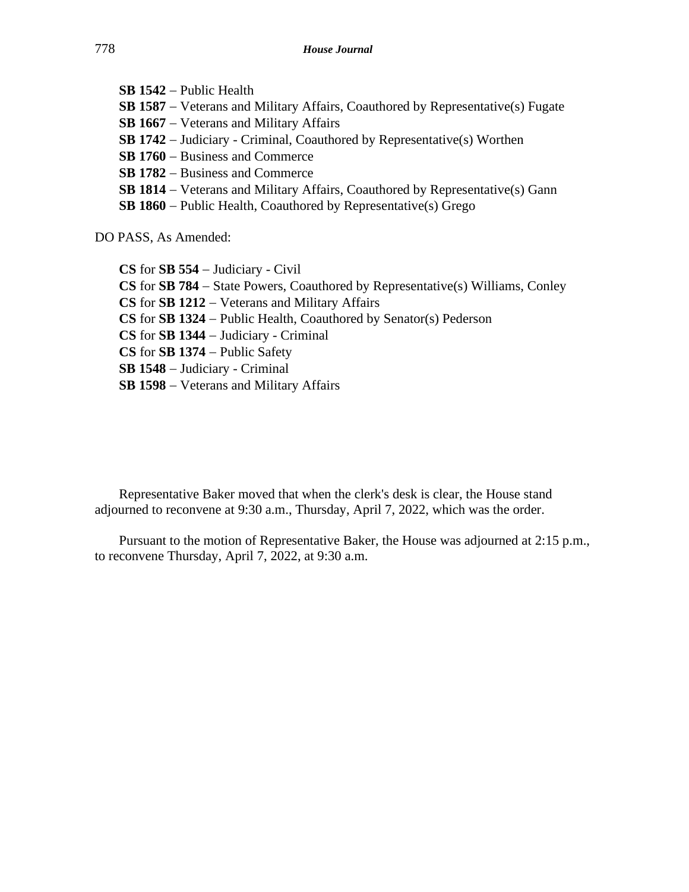**SB 1542** – Public Health
**SB 1587** – Veterans and Military Affairs, Coauthored by Representative(s) Fugate
**SB 1667** – Veterans and Military Affairs
**SB 1742** – Judiciary - Criminal, Coauthored by Representative(s) Worthen
**SB 1760** – Business and Commerce
**SB 1782** – Business and Commerce
**SB 1814** – Veterans and Military Affairs, Coauthored by Representative(s) Gann
**SB 1860** – Public Health, Coauthored by Representative(s) Grego

DO PASS, As Amended:

**CS** for **SB 554** – Judiciary - Civil
**CS** for **SB 784** – State Powers, Coauthored by Representative(s) Williams, Conley
**CS** for **SB 1212** – Veterans and Military Affairs
**CS** for **SB 1324** – Public Health, Coauthored by Senator(s) Pederson
**CS** for **SB 1344** – Judiciary - Criminal
**CS** for **SB 1374** – Public Safety
**SB 1548** – Judiciary - Criminal
**SB 1598** – Veterans and Military Affairs

Representative Baker moved that when the clerk's desk is clear, the House stand adjourned to reconvene at 9:30 a.m., Thursday, April 7, 2022, which was the order.

Pursuant to the motion of Representative Baker, the House was adjourned at 2:15 p.m., to reconvene Thursday, April 7, 2022, at 9:30 a.m.